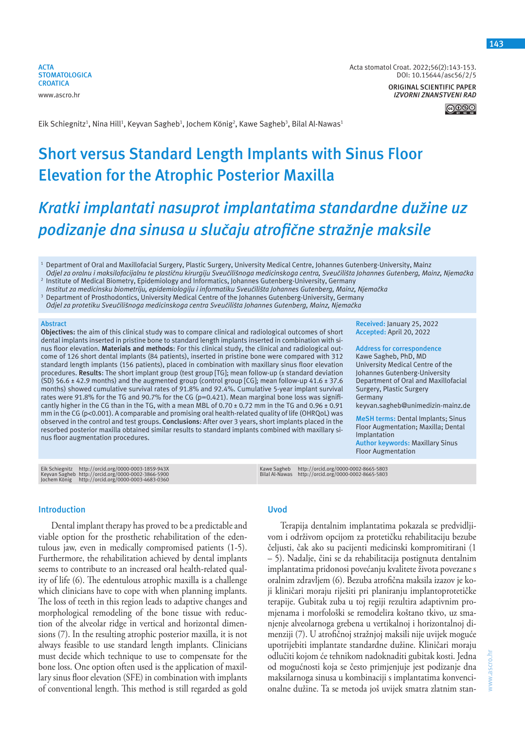ACTA STOMATOLOGICA CROATICA
www.ascro.hr

Acta stomatol Croat. 2022;56(2):143-153.
DOI: 10.15644/asc56/2/5

ORIGINAL SCIENTIFIC PAPER
*IZVORNI ZNANSTVENI RAD*

Eik Schiegnitz[1], Nina Hill[1], Keyvan Sagheb[1], Jochem König[2], Kawe Sagheb[3], Bilal Al-Nawas[1]

# Short versus Standard Length Implants with Sinus Floor Elevation for the Atrophic Posterior Maxilla

# *Kratki implantati nasuprot implantatima standardne dužine uz podizanje dna sinusa u slučaju atrofične stražnje maksile*

[1] Department of Oral and Maxillofacial Surgery, Plastic Surgery, University Medical Centre, Johannes Gutenberg-University, Mainz
*Odjel za oralnu i maksilofacijalnu te plastičnu kirurgiju Sveučilišnoga medicinskoga centra, Sveučilišta Johannes Gutenberg, Mainz, Njemačka*

[2] Institute of Medical Biometry, Epidemiology and Informatics, Johannes Gutenberg-University, Germany
*Institut za medicinsku biometriju, epidemiologiju i informatiku Sveučilišta Johannes Gutenberg, Mainz, Njemačka*

[3] Department of Prosthodontics, University Medical Centre of the Johannes Gutenberg-University, Germany
*Odjel za protetiku Sveučilišnoga medicinskoga centra Sveučilišta Johannes Gutenberg, Mainz, Njemačka*

## Abstract

**Objectives:** the aim of this clinical study was to compare clinical and radiological outcomes of short dental implants inserted in pristine bone to standard length implants inserted in combination with sinus floor elevation. **Materials and methods**: For this clinical study, the clinical and radiological outcome of 126 short dental implants (84 patients), inserted in pristine bone were compared with 312 standard length implants (156 patients), placed in combination with maxillary sinus floor elevation procedures. **Results:** The short implant group (test group [TG]; mean follow-up (± standard deviation (SD) 56.6 ± 42.9 months) and the augmented group (control group [CG]; mean follow-up 41.6 ± 37.6 months) showed cumulative survival rates of 91.8% and 92.4%. Cumulative 5-year implant survival rates were 91.8% for the TG and 90.7% for the CG (p=0.421). Mean marginal bone loss was significantly higher in the CG than in the TG, with a mean MBL of 0.70 ± 0.72 mm in the TG and 0.96 ± 0.91 mm in the CG (p<0.001). A comparable and promising oral health-related quality of life (OHRQoL) was observed in the control and test groups. **Conclusions**: After over 3 years, short implants placed in the resorbed posterior maxilla obtained similar results to standard implants combined with maxillary sinus floor augmentation procedures.

**Received:** January 25, 2022
**Accepted:** April 20, 2022

**Address for correspondence**
Kawe Sagheb, PhD, MD
University Medical Centre of the Johannes Gutenberg-University
Department of Oral and Maxillofacial Surgery, Plastic Surgery
Germany
keyvan.sagheb@unimedizin-mainz.de

**MeSH terms:** Dental Implants; Sinus Floor Augmentation; Maxilla; Dental Implantation
**Author keywords:** Maxillary Sinus Floor Augmentation

Eik Schiegnitz http://orcid.org/0000-0003-1859-943X
Keyvan Sagheb http://orcid.org/0000-0002-3866-5900
Jochem König http://orcid.org/0000-0003-4683-0360
Kawe Sagheb http://orcid.org/0000-0002-8665-5803
Bilal Al-Nawas http://orcid.org/0000-0002-8665-5803

## Introduction

Dental implant therapy has proved to be a predictable and viable option for the prosthetic rehabilitation of the edentulous jaw, even in medically compromised patients (1-5). Furthermore, the rehabilitation achieved by dental implants seems to contribute to an increased oral health-related quality of life (6). The edentulous atrophic maxilla is a challenge which clinicians have to cope with when planning implants. The loss of teeth in this region leads to adaptive changes and morphological remodeling of the bone tissue with reduction of the alveolar ridge in vertical and horizontal dimensions (7). In the resulting atrophic posterior maxilla, it is not always feasible to use standard length implants. Clinicians must decide which technique to use to compensate for the bone loss. One option often used is the application of maxillary sinus floor elevation (SFE) in combination with implants of conventional length. This method is still regarded as gold

## Uvod

Terapija dentalnim implantatima pokazala se predvidljivom i održivom opcijom za protetičku rehabilitaciju bezube čeljusti, čak ako su pacijenti medicinski kompromitirani (1 – 5). Nadalje, čini se da rehabilitacija postignuta dentalnim implantatima pridonosi povećanju kvalitete života povezane s oralnim zdravljem (6). Bezuba atrofična maksila izazov je koji kliničari moraju riješiti pri planiranju implantoprotetičke terapije. Gubitak zuba u toj regiji rezultira adaptivnim promjenama i morfološki se remodelira koštano tkivo, uz smanjenje alveolarnoga grebena u vertikalnoj i horizontalnoj dimenziji (7). U atrofičnoj stražnjoj maksili nije uvijek moguće upotrijebiti implantate standardne dužine. Kliničari moraju odlučiti kojom će tehnikom nadoknaditi gubitak kosti. Jedna od mogućnosti koja se često primjenjuje jest podizanje dna maksilarnoga sinusa u kombinaciji s implantatima konvencionalne dužine. Ta se metoda još uvijek smatra zlatnim stan-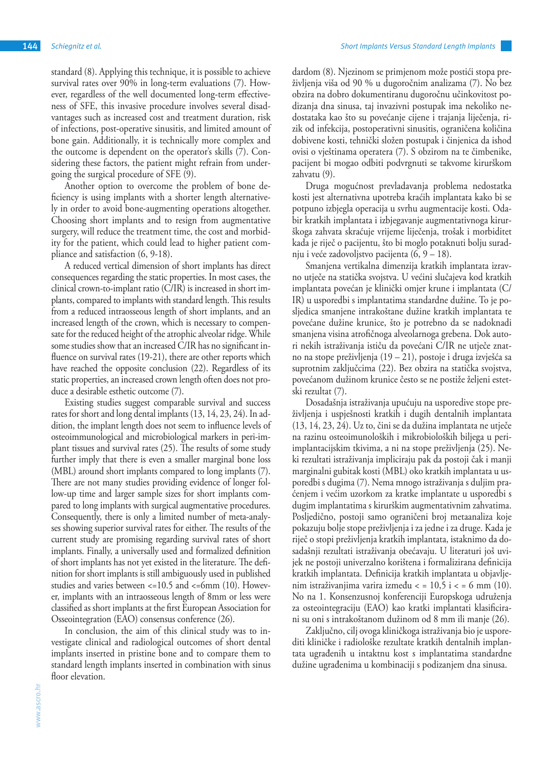standard (8). Applying this technique, it is possible to achieve survival rates over 90% in long-term evaluations (7). However, regardless of the well documented long-term effectiveness of SFE, this invasive procedure involves several disadvantages such as increased cost and treatment duration, risk of infections, post-operative sinusitis, and limited amount of bone gain. Additionally, it is technically more complex and the outcome is dependent on the operator's skills (7). Considering these factors, the patient might refrain from undergoing the surgical procedure of SFE (9).

Another option to overcome the problem of bone deficiency is using implants with a shorter length alternatively in order to avoid bone-augmenting operations altogether. Choosing short implants and to resign from augmentative surgery, will reduce the treatment time, the cost and morbidity for the patient, which could lead to higher patient compliance and satisfaction (6, 9-18).

A reduced vertical dimension of short implants has direct consequences regarding the static properties. In most cases, the clinical crown-to-implant ratio (C/IR) is increased in short implants, compared to implants with standard length. This results from a reduced intraosseous length of short implants, and an increased length of the crown, which is necessary to compensate for the reduced height of the atrophic alveolar ridge. While some studies show that an increased C/IR has no significant influence on survival rates (19-21), there are other reports which have reached the opposite conclusion (22). Regardless of its static properties, an increased crown length often does not produce a desirable esthetic outcome (7).

Existing studies suggest comparable survival and success rates for short and long dental implants (13, 14, 23, 24). In addition, the implant length does not seem to influence levels of osteoimmunological and microbiological markers in peri-implant tissues and survival rates (25). The results of some study further imply that there is even a smaller marginal bone loss (MBL) around short implants compared to long implants (7). There are not many studies providing evidence of longer follow-up time and larger sample sizes for short implants compared to long implants with surgical augmentative procedures. Consequently, there is only a limited number of meta-analyses showing superior survival rates for either. The results of the current study are promising regarding survival rates of short implants. Finally, a universally used and formalized definition of short implants has not yet existed in the literature. The definition for short implants is still ambiguously used in published studies and varies between <=10.5 and <=6mm (10). However, implants with an intraosseous length of 8mm or less were classified as short implants at the first European Association for Osseointegration (EAO) consensus conference (26).

In conclusion, the aim of this clinical study was to investigate clinical and radiological outcomes of short dental implants inserted in pristine bone and to compare them to standard length implants inserted in combination with sinus floor elevation.

dardom (8). Njezinom se primjenom može postići stopa preživljenja viša od 90 % u dugoročnim analizama (7). No bez obzira na dobro dokumentiranu dugoročnu učinkovitost podizanja dna sinusa, taj invazivni postupak ima nekoliko nedostataka kao što su povećanje cijene i trajanja liječenja, rizik od infekcija, postoperativni sinusitis, ograničena količina dobivene kosti, tehnički složen postupak i činjenica da ishod ovisi o vještinama operatera (7). S obzirom na te čimbenike, pacijent bi mogao odbiti podvrgnuti se takvome kirurškom zahvatu (9).

Druga mogućnost prevladavanja problema nedostatka kosti jest alternativna upotreba kraćih implantata kako bi se potpuno izbjegla operacija u svrhu augmentacije kosti. Odabir kratkih implantata i izbjegavanje augmentativnog kirurškoga zahvata skraćuje vrijeme liječenja, trošak i morbiditet kada je riječ o pacijentu, što bi moglo potaknuti bolju suradnju i veće zadovoljstvo pacijenta (6, 9 – 18).

Smanjena vertikalna dimenzija kratkih implantata izravno utječe na statička svojstva. U većini slučajeva kod kratkih implantata povećan je klinički omjer krune i implantata (C/IR) u usporedbi s implantatima standardne dužine. To je posljedica smanjene intrakoštane dužine kratkih implantata te povećane dužine krunice, što je potrebno da se nadoknadi smanjena visina atrofičnoga alveolarnoga grebena. Dok autori nekih istraživanja ističu da povećani C/IR ne utječe znatno na stope preživljenja (19 – 21), postoje i druga izvješća sa suprotnim zaključcima (22). Bez obzira na statička svojstva, povećanom dužinom krunice često se ne postiže željeni estetski rezultat (7).

Dosadašnja istraživanja upućuju na usporedive stope preživljenja i uspješnosti kratkih i dugih dentalnih implantata (13, 14, 23, 24). Uz to, čini se da dužina implantata ne utječe na razinu osteoimunoloških i mikrobioloških biljega u periimplantacijskim tkivima, a ni na stope preživljenja (25). Neki rezultati istraživanja impliciraju pak da postoji čak i manji marginalni gubitak kosti (MBL) oko kratkih implantata u usporedbi s dugima (7). Nema mnogo istraživanja s duljim praćenjem i većim uzorkom za kratke implantate u usporedbi s dugim implantatima s kirurškim augmentativnim zahvatima. Posljedično, postoji samo ograničeni broj metaanaliza koje pokazuju bolje stope preživljenja i za jedne i za druge. Kada je riječ o stopi preživljenja kratkih implantata, istaknimo da dosadašnji rezultati istraživanja obećavaju. U literaturi još uvijek ne postoji univerzalno korištena i formalizirana definicija kratkih implantata. Definicija kratkih implantata u objavljenim istraživanjima varira između < = 10,5 i < = 6 mm (10). No na 1. Konsenzusnoj konferenciji Europskoga udruženja za osteointegraciju (EAO) kao kratki implantati klasificirani su oni s intrakoštanom dužinom od 8 mm ili manje (26).

Zaključno, cilj ovoga kliničkoga istraživanja bio je usporediti kliničke i radiološke rezultate kratkih dentalnih implantata ugrađenih u intaktnu kost s implantatima standardne dužine ugrađenima u kombinaciji s podizanjem dna sinusa.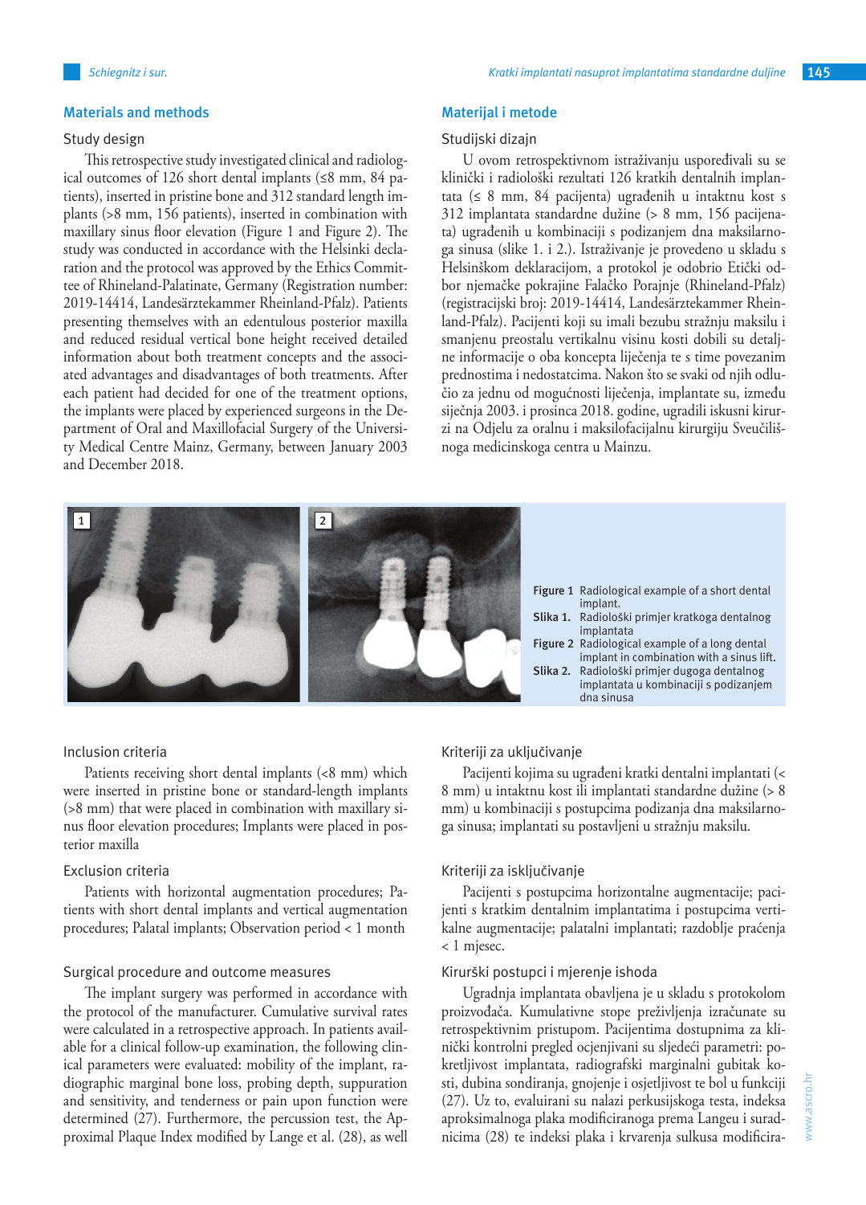## Materials and methods

### Study design

This retrospective study investigated clinical and radiological outcomes of 126 short dental implants (≤8 mm, 84 patients), inserted in pristine bone and 312 standard length implants (>8 mm, 156 patients), inserted in combination with maxillary sinus floor elevation (Figure 1 and Figure 2). The study was conducted in accordance with the Helsinki declaration and the protocol was approved by the Ethics Committee of Rhineland-Palatinate, Germany (Registration number: 2019-14414, Landesärztekammer Rheinland-Pfalz). Patients presenting themselves with an edentulous posterior maxilla and reduced residual vertical bone height received detailed information about both treatment concepts and the associated advantages and disadvantages of both treatments. After each patient had decided for one of the treatment options, the implants were placed by experienced surgeons in the Department of Oral and Maxillofacial Surgery of the University Medical Centre Mainz, Germany, between January 2003 and December 2018.

Figure 1 Radiological example of a short dental implant.
Figure 2 Radiological example of a long dental implant in combination with a sinus lift.

### Inclusion criteria

Patients receiving short dental implants (<8 mm) which were inserted in pristine bone or standard-length implants (>8 mm) that were placed in combination with maxillary sinus floor elevation procedures; Implants were placed in posterior maxilla

### Exclusion criteria

Patients with horizontal augmentation procedures; Patients with short dental implants and vertical augmentation procedures; Palatal implants; Observation period < 1 month

### Surgical procedure and outcome measures

The implant surgery was performed in accordance with the protocol of the manufacturer. Cumulative survival rates were calculated in a retrospective approach. In patients available for a clinical follow-up examination, the following clinical parameters were evaluated: mobility of the implant, radiographic marginal bone loss, probing depth, suppuration and sensitivity, and tenderness or pain upon function were determined (27). Furthermore, the percussion test, the Approximal Plaque Index modified by Lange et al. (28), as well

## Materijal i metode

### Studijski dizajn

U ovom retrospektivnom istraživanju uspoređivali su se klinički i radiološki rezultati 126 kratkih dentalnih implantata (≤ 8 mm, 84 pacijenta) ugrađenih u intaktnu kost s 312 implantata standardne dužine (> 8 mm, 156 pacijenata) ugrađenih u kombinaciji s podizanjem dna maksilarnoga sinusa (slike 1. i 2.). Istraživanje je provedeno u skladu s Helsinškom deklaracijom, a protokol je odobrio Etički odbor njemačke pokrajine Falačko Porajnje (Rhineland-Pfalz) (registracijski broj: 2019-14414, Landesärztekammer Rheinland-Pfalz). Pacijenti koji su imali bezubu stražnju maksilu i smanjenu preostalu vertikalnu visinu kosti dobili su detaljne informacije o oba koncepta liječenja te s time povezanim prednostima i nedostatcima. Nakon što se svaki od njih odlučio za jednu od mogućnosti liječenja, implantate su, između siječnja 2003. i prosinca 2018. godine, ugradili iskusni kirurzi na Odjelu za oralnu i maksilofacijalnu kirurgiju Sveučilišnoga medicinskoga centra u Mainzu.

Slika 1. Radiološki primjer kratkoga dentalnog implantata
Slika 2. Radiološki primjer dugoga dentalnog implantata u kombinaciji s podizanjem dna sinusa

### Kriteriji za uključivanje

Pacijenti kojima su ugrađeni kratki dentalni implantati (< 8 mm) u intaktnu kost ili implantati standardne dužine (> 8 mm) u kombinaciji s postupcima podizanja dna maksilarnoga sinusa; implantati su postavljeni u stražnju maksilu.

### Kriteriji za isključivanje

Pacijenti s postupcima horizontalne augmentacije; pacijenti s kratkim dentalnim implantatima i postupcima vertikalne augmentacije; palatalni implantati; razdoblje praćenja < 1 mjesec.

### Kirurški postupci i mjerenje ishoda

Ugradnja implantata obavljena je u skladu s protokolom proizvođača. Kumulativne stope preživljenja izračunate su retrospektivnim pristupom. Pacijentima dostupnima za klinički kontrolni pregled ocjenjivani su sljedeći parametri: pokretljivost implantata, radiografski marginalni gubitak kosti, dubina sondiranja, gnojenje i osjetljivost te bol u funkciji (27). Uz to, evaluirani su nalazi perkusijskoga testa, indeksa aproksimalnoga plaka modificiranoga prema Langeu i suradnicima (28) te indeksi plaka i krvarenja sulkusa modificira-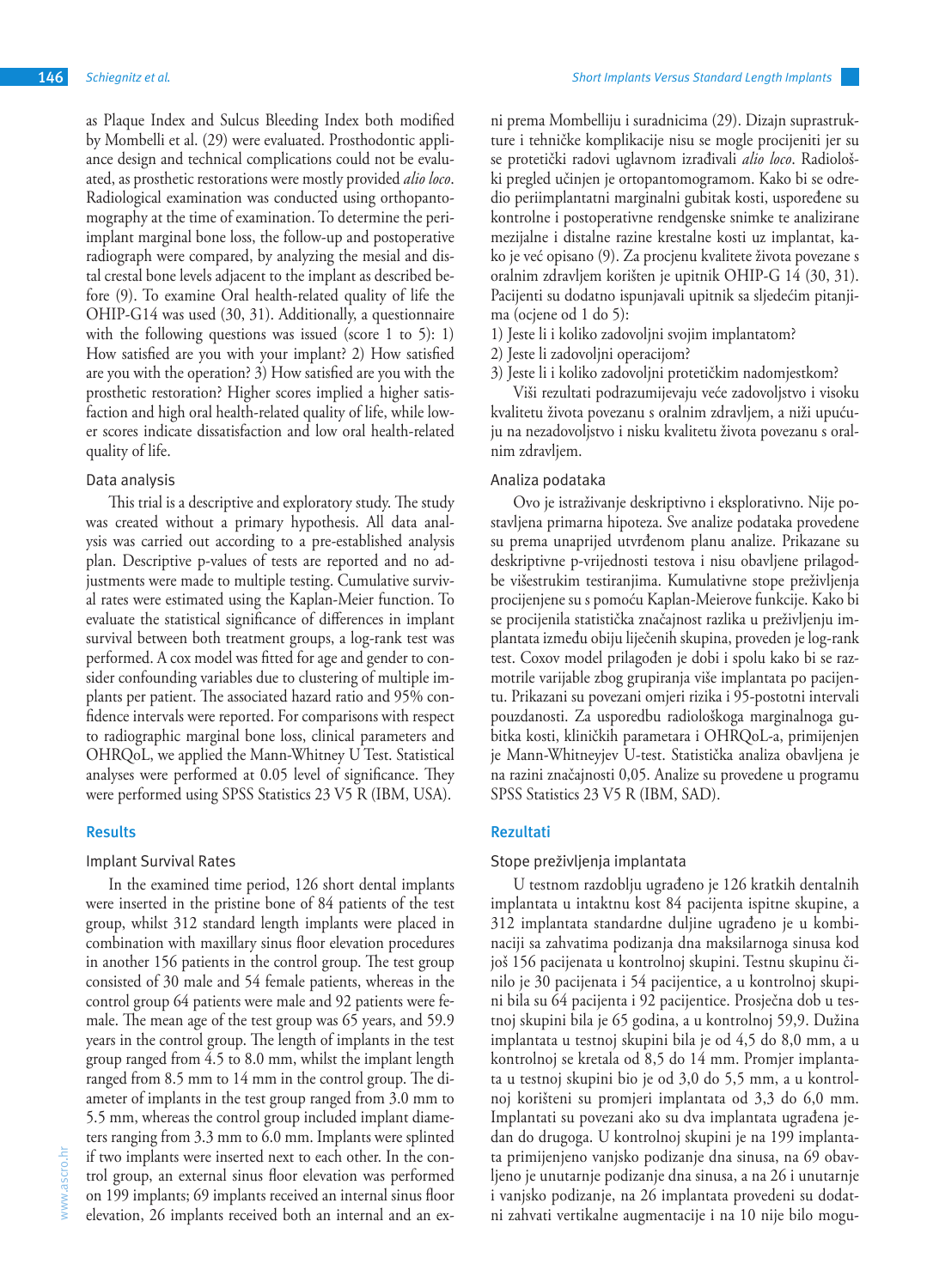as Plaque Index and Sulcus Bleeding Index both modified by Mombelli et al. (29) were evaluated. Prosthodontic appliance design and technical complications could not be evaluated, as prosthetic restorations were mostly provided *alio loco*. Radiological examination was conducted using orthopantomography at the time of examination. To determine the peri-implant marginal bone loss, the follow-up and postoperative radiograph were compared, by analyzing the mesial and distal crestal bone levels adjacent to the implant as described before (9). To examine Oral health-related quality of life the OHIP-G14 was used (30, 31). Additionally, a questionnaire with the following questions was issued (score 1 to 5): 1) How satisfied are you with your implant? 2) How satisfied are you with the operation? 3) How satisfied are you with the prosthetic restoration? Higher scores implied a higher satisfaction and high oral health-related quality of life, while lower scores indicate dissatisfaction and low oral health-related quality of life.

### Data analysis

This trial is a descriptive and exploratory study. The study was created without a primary hypothesis. All data analysis was carried out according to a pre-established analysis plan. Descriptive p-values of tests are reported and no adjustments were made to multiple testing. Cumulative survival rates were estimated using the Kaplan-Meier function. To evaluate the statistical significance of differences in implant survival between both treatment groups, a log-rank test was performed. A cox model was fitted for age and gender to consider confounding variables due to clustering of multiple implants per patient. The associated hazard ratio and 95% confidence intervals were reported. For comparisons with respect to radiographic marginal bone loss, clinical parameters and OHRQoL, we applied the Mann-Whitney U Test. Statistical analyses were performed at 0.05 level of significance. They were performed using SPSS Statistics 23 V5 R (IBM, USA).

## Results

### Implant Survival Rates

In the examined time period, 126 short dental implants were inserted in the pristine bone of 84 patients of the test group, whilst 312 standard length implants were placed in combination with maxillary sinus floor elevation procedures in another 156 patients in the control group. The test group consisted of 30 male and 54 female patients, whereas in the control group 64 patients were male and 92 patients were female. The mean age of the test group was 65 years, and 59.9 years in the control group. The length of implants in the test group ranged from 4.5 to 8.0 mm, whilst the implant length ranged from 8.5 mm to 14 mm in the control group. The diameter of implants in the test group ranged from 3.0 mm to 5.5 mm, whereas the control group included implant diameters ranging from 3.3 mm to 6.0 mm. Implants were splinted if two implants were inserted next to each other. In the control group, an external sinus floor elevation was performed on 199 implants; 69 implants received an internal sinus floor elevation, 26 implants received both an internal and an ex-

ni prema Mombelliju i suradnicima (29). Dizajn suprastrukture i tehničke komplikacije nisu se mogle procijeniti jer su se protetički radovi uglavnom izrađivali *alio loco*. Radiološki pregled učinjen je ortopantomogramom. Kako bi se odredio periimplantatni marginalni gubitak kosti, uspoređene su kontrolne i postoperativne rendgenske snimke te analizirane mezijalne i distalne razine krestalne kosti uz implantat, kako je već opisano (9). Za procjenu kvalitete života povezane s oralnim zdravljem korišten je upitnik OHIP-G 14 (30, 31). Pacijenti su dodatno ispunjavali upitnik sa sljedećim pitanjima (ocjene od 1 do 5):

1) Jeste li i koliko zadovoljni svojim implantatom?
2) Jeste li zadovoljni operacijom?
3) Jeste li i koliko zadovoljni protetičkim nadomjestkom?

Viši rezultati podrazumijevaju veće zadovoljstvo i visoku kvalitetu života povezanu s oralnim zdravljem, a niži upućuju na nezadovoljstvo i nisku kvalitetu života povezanu s oralnim zdravljem.

### Analiza podataka

Ovo je istraživanje deskriptivno i eksplorativno. Nije postavljena primarna hipoteza. Sve analize podataka provedene su prema unaprijed utvrđenom planu analize. Prikazane su deskriptivne p-vrijednosti testova i nisu obavljene prilagodbe višestrukim testiranjima. Kumulativne stope preživljenja procijenjene su s pomoću Kaplan-Meierove funkcije. Kako bi se procijenila statistička značajnost razlika u preživljenju implantata između obiju liječenih skupina, proveden je log-rank test. Coxov model prilagođen je dobi i spolu kako bi se razmotrile varijable zbog grupiranja više implantata po pacijentu. Prikazani su povezani omjeri rizika i 95-postotni intervali pouzdanosti. Za usporedbu radiološkoga marginalnoga gubitka kosti, kliničkih parametara i OHRQoL-a, primijenjen je Mann-Whitneyjev U-test. Statistička analiza obavljena je na razini značajnosti 0,05. Analize su provedene u programu SPSS Statistics 23 V5 R (IBM, SAD).

## Rezultati

### Stope preživljenja implantata

U testnom razdoblju ugrađeno je 126 kratkih dentalnih implantata u intaktnu kost 84 pacijenta ispitne skupine, a 312 implantata standardne duljine ugrađeno je u kombinaciji sa zahvatima podizanja dna maksilarnoga sinusa kod još 156 pacijenata u kontrolnoj skupini. Testnu skupinu činilo je 30 pacijenata i 54 pacijentice, a u kontrolnoj skupini bila su 64 pacijenta i 92 pacijentice. Prosječna dob u testnoj skupini bila je 65 godina, a u kontrolnoj 59,9. Dužina implantata u testnoj skupini bila je od 4,5 do 8,0 mm, a u kontrolnoj se kretala od 8,5 do 14 mm. Promjer implantata u testnoj skupini bio je od 3,0 do 5,5 mm, a u kontrolnoj korišteni su promjeri implantata od 3,3 do 6,0 mm. Implantati su povezani ako su dva implantata ugrađena jedan do drugoga. U kontrolnoj skupini je na 199 implantata primijenjeno vanjsko podizanje dna sinusa, na 69 obavljeno je unutarnje podizanje dna sinusa, a na 26 i unutarnje i vanjsko podizanje, na 26 implantata provedeni su dodatni zahvati vertikalne augmentacije i na 10 nije bilo mogu-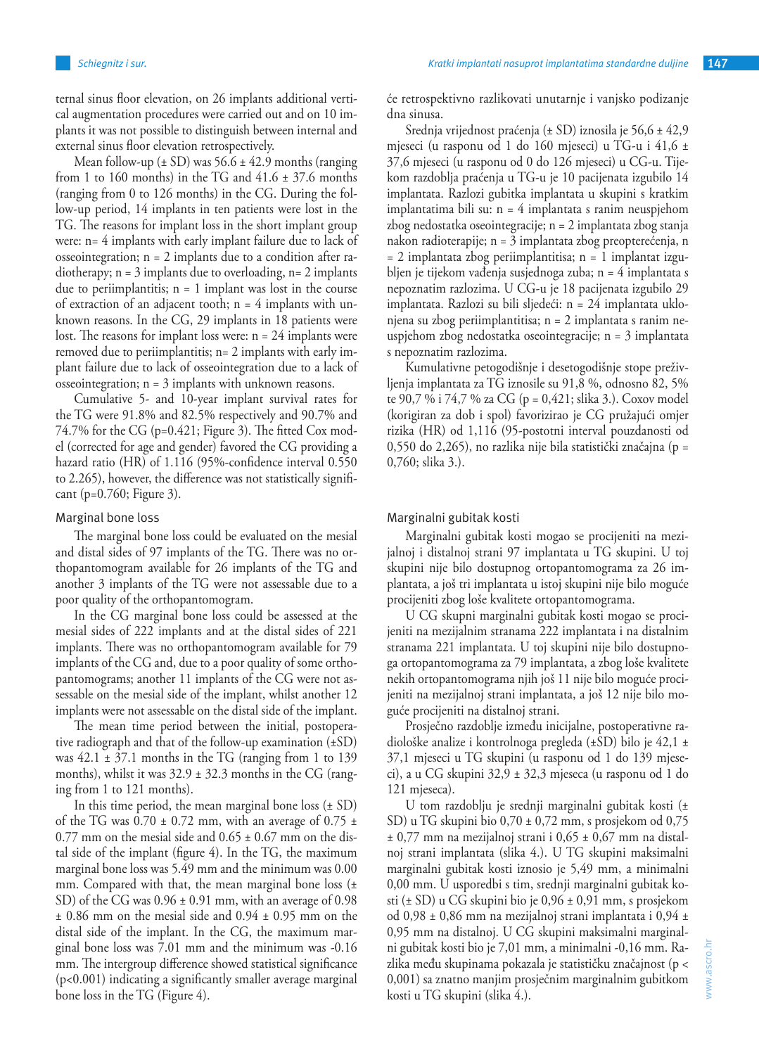ternal sinus floor elevation, on 26 implants additional vertical augmentation procedures were carried out and on 10 implants it was not possible to distinguish between internal and external sinus floor elevation retrospectively.

Mean follow-up (± SD) was 56.6 ± 42.9 months (ranging from 1 to 160 months) in the TG and 41.6 ± 37.6 months (ranging from 0 to 126 months) in the CG. During the follow-up period, 14 implants in ten patients were lost in the TG. The reasons for implant loss in the short implant group were: n= 4 implants with early implant failure due to lack of osseointegration; n = 2 implants due to a condition after radiotherapy; n = 3 implants due to overloading, n= 2 implants due to periimplantitis; n = 1 implant was lost in the course of extraction of an adjacent tooth; n = 4 implants with unknown reasons. In the CG, 29 implants in 18 patients were lost. The reasons for implant loss were: n = 24 implants were removed due to periimplantitis; n= 2 implants with early implant failure due to lack of osseointegration due to a lack of osseointegration; n = 3 implants with unknown reasons.

Cumulative 5- and 10-year implant survival rates for the TG were 91.8% and 82.5% respectively and 90.7% and 74.7% for the CG (p=0.421; Figure 3). The fitted Cox model (corrected for age and gender) favored the CG providing a hazard ratio (HR) of 1.116 (95%-confidence interval 0.550 to 2.265), however, the difference was not statistically significant (p=0.760; Figure 3).

## Marginal bone loss

The marginal bone loss could be evaluated on the mesial and distal sides of 97 implants of the TG. There was no orthopantomogram available for 26 implants of the TG and another 3 implants of the TG were not assessable due to a poor quality of the orthopantomogram.

In the CG marginal bone loss could be assessed at the mesial sides of 222 implants and at the distal sides of 221 implants. There was no orthopantomogram available for 79 implants of the CG and, due to a poor quality of some orthopantomograms; another 11 implants of the CG were not assessable on the mesial side of the implant, whilst another 12 implants were not assessable on the distal side of the implant.

The mean time period between the initial, postoperative radiograph and that of the follow-up examination (±SD) was 42.1 ± 37.1 months in the TG (ranging from 1 to 139 months), whilst it was 32.9 ± 32.3 months in the CG (ranging from 1 to 121 months).

In this time period, the mean marginal bone loss (± SD) of the TG was 0.70 ± 0.72 mm, with an average of 0.75 ± 0.77 mm on the mesial side and 0.65 ± 0.67 mm on the distal side of the implant (figure 4). In the TG, the maximum marginal bone loss was 5.49 mm and the minimum was 0.00 mm. Compared with that, the mean marginal bone loss (± SD) of the CG was 0.96 ± 0.91 mm, with an average of 0.98 ± 0.86 mm on the mesial side and 0.94 ± 0.95 mm on the distal side of the implant. In the CG, the maximum marginal bone loss was 7.01 mm and the minimum was -0.16 mm. The intergroup difference showed statistical significance (p<0.001) indicating a significantly smaller average marginal bone loss in the TG (Figure 4).

će retrospektivno razlikovati unutarnje i vanjsko podizanje dna sinusa.

Srednja vrijednost praćenja (± SD) iznosila je 56,6 ± 42,9 mjeseci (u rasponu od 1 do 160 mjeseci) u TG-u i 41,6 ± 37,6 mjeseci (u rasponu od 0 do 126 mjeseci) u CG-u. Tijekom razdoblja praćenja u TG-u je 10 pacijenata izgubilo 14 implantata. Razlozi gubitka implantata u skupini s kratkim implantatima bili su: n = 4 implantata s ranim neuspjehom zbog nedostatka oseointegracije; n = 2 implantata zbog stanja nakon radioterapije; n = 3 implantata zbog preopterećenja, n = 2 implantata zbog periimplantitisa; n = 1 implantat izgubljen je tijekom vađenja susjednoga zuba; n = 4 implantata s nepoznatim razlozima. U CG-u je 18 pacijenata izgubilo 29 implantata. Razlozi su bili sljedeći: n = 24 implantata uklonjena su zbog periimplantitisa; n = 2 implantata s ranim neuspjehom zbog nedostatka oseointegracije; n = 3 implantata s nepoznatim razlozima.

Kumulativne petogodišnje i desetogodišnje stope preživljenja implantata za TG iznosile su 91,8 %, odnosno 82, 5% te 90,7 % i 74,7 % za CG (p = 0,421; slika 3.). Coxov model (korigiran za dob i spol) favorizirao je CG pružajući omjer rizika (HR) od 1,116 (95-postotni interval pouzdanosti od 0,550 do 2,265), no razlika nije bila statistički značajna (p = 0,760; slika 3.).

## Marginalni gubitak kosti

Marginalni gubitak kosti mogao se procijeniti na mezijalnoj i distalnoj strani 97 implantata u TG skupini. U toj skupini nije bilo dostupnog ortopantomograma za 26 implantata, a još tri implantata u istoj skupini nije bilo moguće procijeniti zbog loše kvalitete ortopantomograma.

U CG skupni marginalni gubitak kosti mogao se procijeniti na mezijalnim stranama 222 implantata i na distalnim stranama 221 implantata. U toj skupini nije bilo dostupnoga ortopantomograma za 79 implantata, a zbog loše kvalitete nekih ortopantomograma njih još 11 nije bilo moguće procijeniti na mezijalnoj strani implantata, a još 12 nije bilo moguće procijeniti na distalnoj strani.

Prosječno razdoblje između inicijalne, postoperativne radiološke analize i kontrolnoga pregleda (±SD) bilo je 42,1 ± 37,1 mjeseci u TG skupini (u rasponu od 1 do 139 mjeseci), a u CG skupini 32,9 ± 32,3 mjeseca (u rasponu od 1 do 121 mjeseca).

U tom razdoblju je srednji marginalni gubitak kosti (± SD) u TG skupini bio 0,70 ± 0,72 mm, s prosjekom od 0,75 ± 0,77 mm na mezijalnoj strani i 0,65 ± 0,67 mm na distalnoj strani implantata (slika 4.). U TG skupini maksimalni marginalni gubitak kosti iznosio je 5,49 mm, a minimalni 0,00 mm. U usporedbi s tim, srednji marginalni gubitak kosti (± SD) u CG skupini bio je 0,96 ± 0,91 mm, s prosjekom od 0,98 ± 0,86 mm na mezijalnoj strani implantata i 0,94 ± 0,95 mm na distalnoj. U CG skupini maksimalni marginalni gubitak kosti bio je 7,01 mm, a minimalni -0,16 mm. Razlika među skupinama pokazala je statističku značajnost (p < 0,001) sa znatno manjim prosječnim marginalnim gubitkom kosti u TG skupini (slika 4.).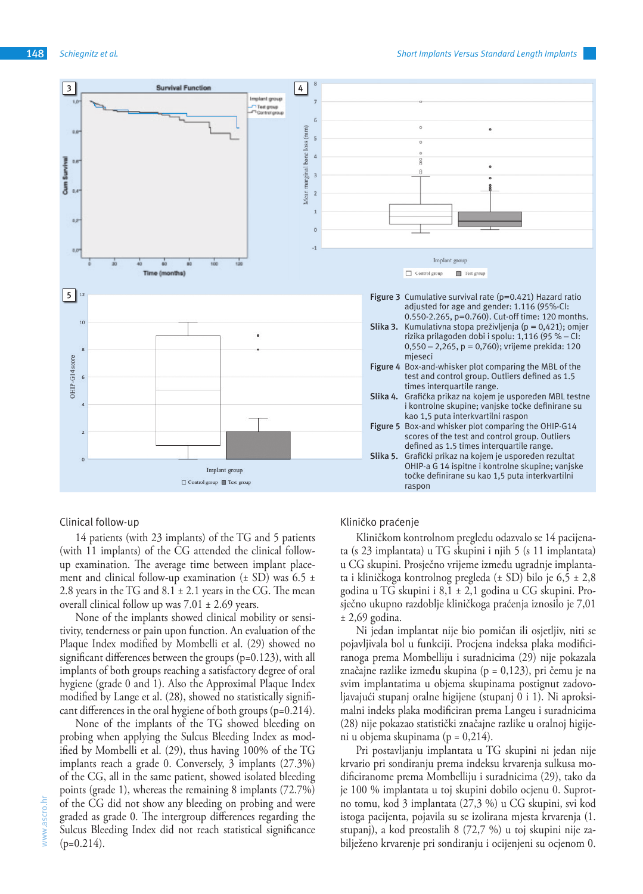Figure 3 Cumulative survival rate (p=0.421) Hazard ratio adjusted for age and gender: 1.116 (95%-CI: 0.550-2.265, p=0.760). Cut-off time: 120 months.

Slika 3. Kumulativna stopa preživljenja (p = 0,421); omjer rizika prilagođen dobi i spolu: 1,116 (95 % – CI: 0,550 – 2,265, p = 0,760); vrijeme prekida: 120 mjeseci

Figure 4 Box-and-whisker plot comparing the MBL of the test and control group. Outliers defined as 1.5 times interquartile range.

Slika 4. Grafička prikaz na kojem je uspoređen MBL testne i kontrolne skupine; vanjske točke definirane su kao 1,5 puta interkvartilni raspon

Figure 5 Box-and whisker plot comparing the OHIP-G14 scores of the test and control group. Outliers defined as 1.5 times interquartile range.

Slika 5. Grafički prikaz na kojem je uspoređen rezultat OHIP-a G 14 ispitne i kontrolne skupine; vanjske točke definirane su kao 1,5 puta interkvartilni raspon

## Clinical follow-up

14 patients (with 23 implants) of the TG and 5 patients (with 11 implants) of the CG attended the clinical follow-up examination. The average time between implant placement and clinical follow-up examination (± SD) was 6.5 ± 2.8 years in the TG and 8.1 ± 2.1 years in the CG. The mean overall clinical follow up was 7.01 ± 2.69 years.

None of the implants showed clinical mobility or sensitivity, tenderness or pain upon function. An evaluation of the Plaque Index modified by Mombelli et al. (29) showed no significant differences between the groups (p=0.123), with all implants of both groups reaching a satisfactory degree of oral hygiene (grade 0 and 1). Also the Approximal Plaque Index modified by Lange et al. (28), showed no statistically significant differences in the oral hygiene of both groups (p=0.214).

None of the implants of the TG showed bleeding on probing when applying the Sulcus Bleeding Index as modified by Mombelli et al. (29), thus having 100% of the TG implants reach a grade 0. Conversely, 3 implants (27.3%) of the CG, all in the same patient, showed isolated bleeding points (grade 1), whereas the remaining 8 implants (72.7%) of the CG did not show any bleeding on probing and were graded as grade 0. The intergroup differences regarding the Sulcus Bleeding Index did not reach statistical significance (p=0.214).

## Kliničko praćenje

Kliničkom kontrolnom pregledu odazvalo se 14 pacijenata (s 23 implantata) u TG skupini i njih 5 (s 11 implantata) u CG skupini. Prosječno vrijeme između ugradnje implantata i kliničkoga kontrolnog pregleda (± SD) bilo je 6,5 ± 2,8 godina u TG skupini i 8,1 ± 2,1 godina u CG skupini. Prosječno ukupno razdoblje kliničkoga praćenja iznosilo je 7,01 ± 2,69 godina.

Ni jedan implantat nije bio pomičan ili osjetljiv, niti se pojavljivala bol u funkciji. Procjena indeksa plaka modificiranoga prema Mombelliju i suradnicima (29) nije pokazala značajne razlike između skupina (p = 0,123), pri čemu je na svim implantatima u objema skupinama postignut zadovoljavajući stupanj oralne higijene (stupanj 0 i 1). Ni aproksimalni indeks plaka modificiran prema Langeu i suradnicima (28) nije pokazao statistički značajne razlike u oralnoj higijeni u objema skupinama (p = 0,214).

Pri postavljanju implantata u TG skupini ni jedan nije krvario pri sondiranju prema indeksu krvarenja sulkusa modificiranome prema Mombelliju i suradnicima (29), tako da je 100 % implantata u toj skupini dobilo ocjenu 0. Suprotno tomu, kod 3 implantata (27,3 %) u CG skupini, svi kod istoga pacijenta, pojavila su se izolirana mjesta krvarenja (1. stupanj), a kod preostalih 8 (72,7 %) u toj skupini nije zabilježeno krvarenje pri sondiranju i ocijenjeni su ocjenom 0.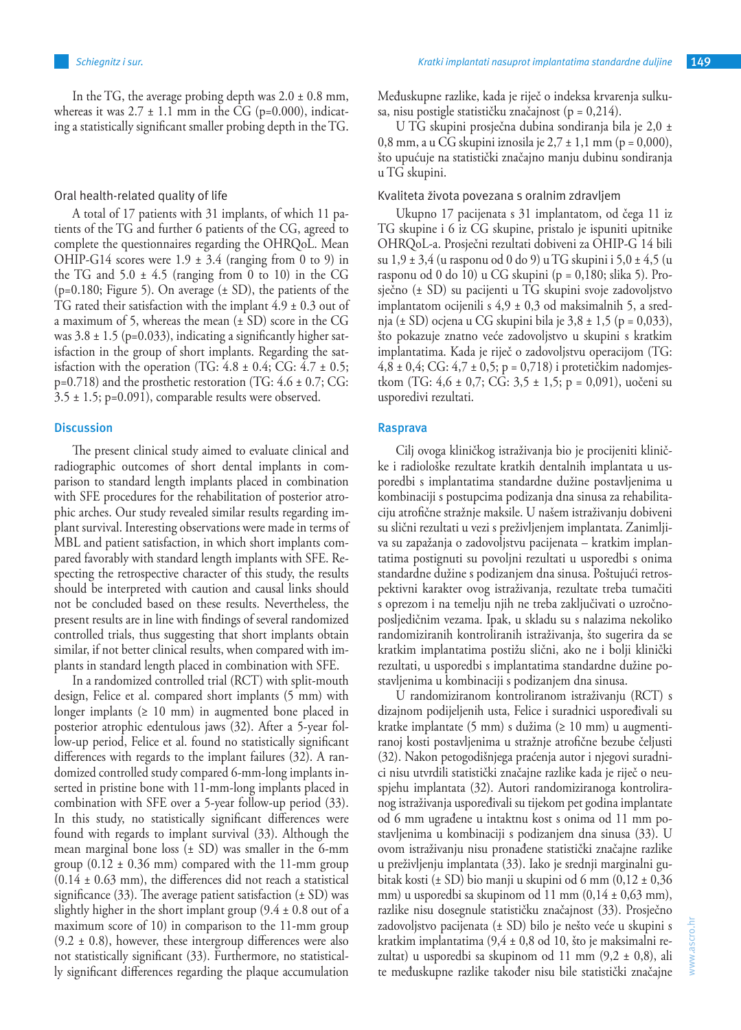In the TG, the average probing depth was 2.0 ± 0.8 mm, whereas it was 2.7 ± 1.1 mm in the CG (p=0.000), indicating a statistically significant smaller probing depth in the TG.

### Oral health-related quality of life

A total of 17 patients with 31 implants, of which 11 patients of the TG and further 6 patients of the CG, agreed to complete the questionnaires regarding the OHRQoL. Mean OHIP-G14 scores were 1.9 ± 3.4 (ranging from 0 to 9) in the TG and 5.0 ± 4.5 (ranging from 0 to 10) in the CG (p=0.180; Figure 5). On average (± SD), the patients of the TG rated their satisfaction with the implant 4.9 ± 0.3 out of a maximum of 5, whereas the mean (± SD) score in the CG was 3.8 ± 1.5 (p=0.033), indicating a significantly higher satisfaction in the group of short implants. Regarding the satisfaction with the operation (TG: 4.8 ± 0.4; CG: 4.7 ± 0.5; p=0.718) and the prosthetic restoration (TG: 4.6 ± 0.7; CG: 3.5 ± 1.5; p=0.091), comparable results were observed.

## Discussion

The present clinical study aimed to evaluate clinical and radiographic outcomes of short dental implants in comparison to standard length implants placed in combination with SFE procedures for the rehabilitation of posterior atrophic arches. Our study revealed similar results regarding implant survival. Interesting observations were made in terms of MBL and patient satisfaction, in which short implants compared favorably with standard length implants with SFE. Respecting the retrospective character of this study, the results should be interpreted with caution and causal links should not be concluded based on these results. Nevertheless, the present results are in line with findings of several randomized controlled trials, thus suggesting that short implants obtain similar, if not better clinical results, when compared with implants in standard length placed in combination with SFE.

In a randomized controlled trial (RCT) with split-mouth design, Felice et al. compared short implants (5 mm) with longer implants (≥ 10 mm) in augmented bone placed in posterior atrophic edentulous jaws (32). After a 5-year follow-up period, Felice et al. found no statistically significant differences with regards to the implant failures (32). A randomized controlled study compared 6-mm-long implants inserted in pristine bone with 11-mm-long implants placed in combination with SFE over a 5-year follow-up period (33). In this study, no statistically significant differences were found with regards to implant survival (33). Although the mean marginal bone loss (± SD) was smaller in the 6-mm group (0.12 ± 0.36 mm) compared with the 11-mm group (0.14 ± 0.63 mm), the differences did not reach a statistical significance (33). The average patient satisfaction (± SD) was slightly higher in the short implant group (9.4 ± 0.8 out of a maximum score of 10) in comparison to the 11-mm group (9.2 ± 0.8), however, these intergroup differences were also not statistically significant (33). Furthermore, no statistically significant differences regarding the plaque accumulation

Međuskupne razlike, kada je riječ o indeksa krvarenja sulkusa, nisu postigle statističku značajnost (p = 0,214).

U TG skupini prosječna dubina sondiranja bila je 2,0 ± 0,8 mm, a u CG skupini iznosila je 2,7 ± 1,1 mm (p = 0,000), što upućuje na statistički značajno manju dubinu sondiranja u TG skupini.

### Kvaliteta života povezana s oralnim zdravljem

Ukupno 17 pacijenata s 31 implantatom, od čega 11 iz TG skupine i 6 iz CG skupine, pristalo je ispuniti upitnike OHRQoL-a. Prosječni rezultati dobiveni za OHIP-G 14 bili su 1,9 ± 3,4 (u rasponu od 0 do 9) u TG skupini i 5,0 ± 4,5 (u rasponu od 0 do 10) u CG skupini (p = 0,180; slika 5). Prosječno (± SD) su pacijenti u TG skupini svoje zadovoljstvo implantatom ocijenili s 4,9 ± 0,3 od maksimalnih 5, a srednja (± SD) ocjena u CG skupini bila je 3,8 ± 1,5 (p = 0,033), što pokazuje znatno veće zadovoljstvo u skupini s kratkim implantatima. Kada je riječ o zadovoljstvu operacijom (TG: 4,8 ± 0,4; CG: 4,7 ± 0,5; p = 0,718) i protetičkim nadomjestkom (TG: 4,6 ± 0,7; CG: 3,5 ± 1,5; p = 0,091), uočeni su usporedivi rezultati.

## Rasprava

Cilj ovoga kliničkog istraživanja bio je procijeniti kliničke i radiološke rezultate kratkih dentalnih implantata u usporedbi s implantatima standardne dužine postavljenima u kombinaciji s postupcima podizanja dna sinusa za rehabilitaciju atrofične stražnje maksile. U našem istraživanju dobiveni su slični rezultati u vezi s preživljenjem implantata. Zanimljiva su zapažanja o zadovoljstvu pacijenata – kratkim implantatima postignuti su povoljni rezultati u usporedbi s onima standardne dužine s podizanjem dna sinusa. Poštujući retrospektivni karakter ovog istraživanja, rezultate treba tumačiti s oprezom i na temelju njih ne treba zaključivati o uzročno-posljedičnim vezama. Ipak, u skladu su s nalazima nekoliko randomiziranih kontroliranih istraživanja, što sugerira da se kratkim implantatima postižu slični, ako ne i bolji klinički rezultati, u usporedbi s implantatima standardne dužine postavljenima u kombinaciji s podizanjem dna sinusa.

U randomiziranom kontroliranom istraživanju (RCT) s dizajnom podijeljenih usta, Felice i suradnici uspoređivali su kratke implantate (5 mm) s dužima (≥ 10 mm) u augmentiranoj kosti postavljenima u stražnje atrofične bezube čeljusti (32). Nakon petogodišnjega praćenja autor i njegovi suradnici nisu utvrdili statistički značajne razlike kada je riječ o neuspjehu implantata (32). Autori randomiziranoga kontroliranog istraživanja uspoređivali su tijekom pet godina implantate od 6 mm ugrađene u intaktnu kost s onima od 11 mm postavljenima u kombinaciji s podizanjem dna sinusa (33). U ovom istraživanju nisu pronađene statistički značajne razlike u preživljenju implantata (33). Iako je srednji marginalni gubitak kosti (± SD) bio manji u skupini od 6 mm (0,12 ± 0,36 mm) u usporedbi sa skupinom od 11 mm (0,14 ± 0,63 mm), razlike nisu dosegnule statističku značajnost (33). Prosječno zadovoljstvo pacijenata (± SD) bilo je nešto veće u skupini s kratkim implantatima (9,4 ± 0,8 od 10, što je maksimalni rezultat) u usporedbi sa skupinom od 11 mm (9,2 ± 0,8), ali te međuskupne razlike također nisu bile statistički značajne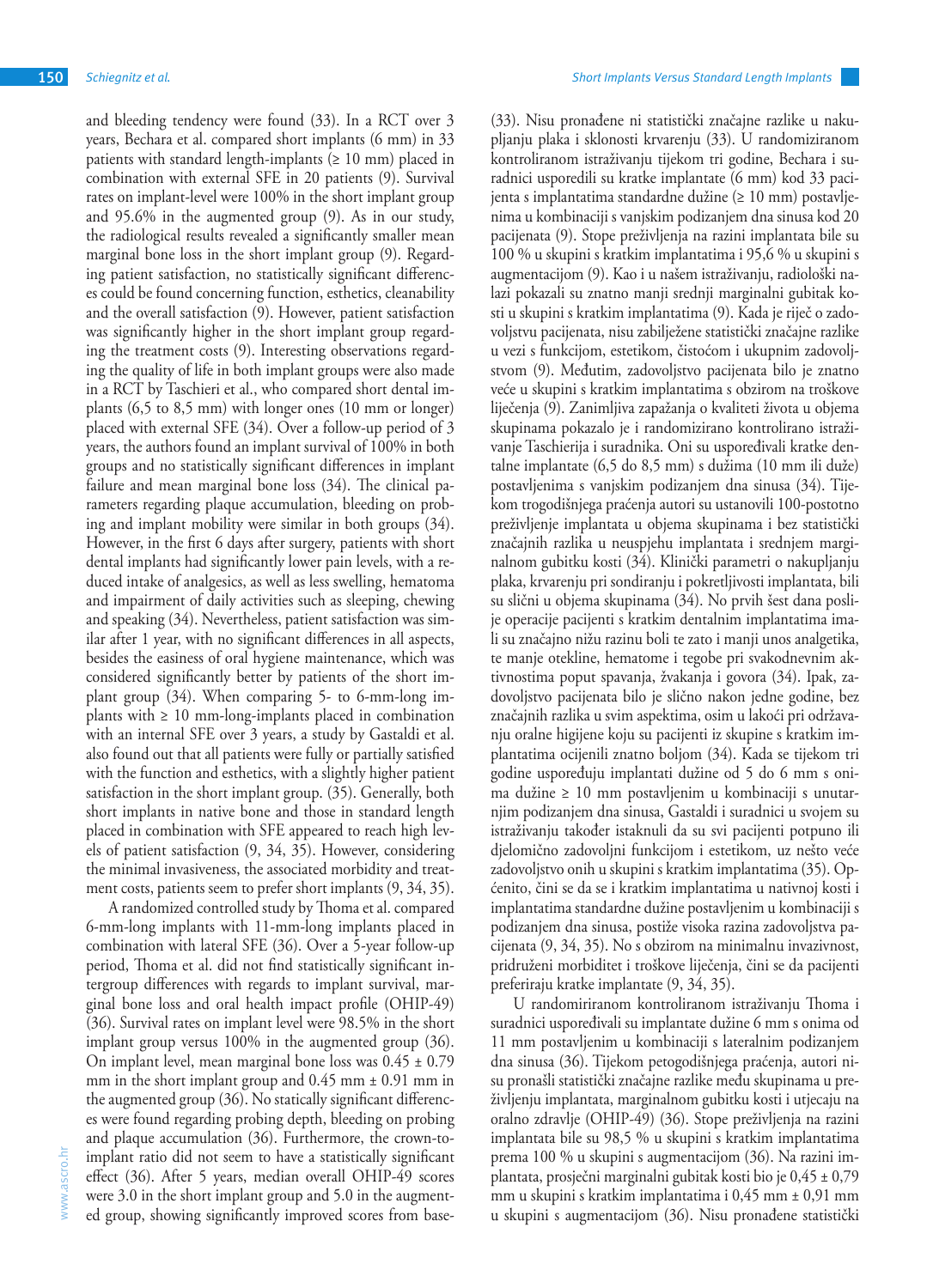and bleeding tendency were found (33). In a RCT over 3 years, Bechara et al. compared short implants (6 mm) in 33 patients with standard length-implants (≥ 10 mm) placed in combination with external SFE in 20 patients (9). Survival rates on implant-level were 100% in the short implant group and 95.6% in the augmented group (9). As in our study, the radiological results revealed a significantly smaller mean marginal bone loss in the short implant group (9). Regarding patient satisfaction, no statistically significant differences could be found concerning function, esthetics, cleanability and the overall satisfaction (9). However, patient satisfaction was significantly higher in the short implant group regarding the treatment costs (9). Interesting observations regarding the quality of life in both implant groups were also made in a RCT by Taschieri et al. who compared short dental implants (6,5 to 8,5 mm) with longer ones (10 mm or longer) placed with external SFE (34). Over a follow-up period of 3 years, the authors found an implant survival of 100% in both groups and no statistically significant differences in implant failure and mean marginal bone loss (34). The clinical parameters regarding plaque accumulation, bleeding on probing and implant mobility were similar in both groups (34). However, in the first 6 days after surgery, patients with short dental implants had significantly lower pain levels, with a reduced intake of analgesics, as well as less swelling, hematoma and impairment of daily activities such as sleeping, chewing and speaking (34). Nevertheless, patient satisfaction was similar after 1 year, with no significant differences in all aspects, besides the easiness of oral hygiene maintenance, which was considered significantly better by patients of the short implant group (34). When comparing 5- to 6-mm-long implants with ≥ 10 mm-long-implants placed in combination with an internal SFE over 3 years, a study by Gastaldi et al. also found out that all patients were fully or partially satisfied with the function and esthetics, with a slightly higher patient satisfaction in the short implant group. (35). Generally, both short implants in native bone and those in standard length placed in combination with SFE appeared to reach high levels of patient satisfaction (9, 34, 35). However, considering the minimal invasiveness, the associated morbidity and treatment costs, patients seem to prefer short implants (9, 34, 35).

A randomized controlled study by Thoma et al. compared 6-mm-long implants with 11-mm-long implants placed in combination with lateral SFE (36). Over a 5-year follow-up period, Thoma et al. did not find statistically significant intergroup differences with regards to implant survival, marginal bone loss and oral health impact profile (OHIP-49) (36). Survival rates on implant level were 98.5% in the short implant group versus 100% in the augmented group (36). On implant level, mean marginal bone loss was 0.45 ± 0.79 mm in the short implant group and 0.45 mm ± 0.91 mm in the augmented group (36). No statically significant differences were found regarding probing depth, bleeding on probing and plaque accumulation (36). Furthermore, the crown-to-implant ratio did not seem to have a statistically significant effect (36). After 5 years, median overall OHIP-49 scores were 3.0 in the short implant group and 5.0 in the augmented group, showing significantly improved scores from base-

(33). Nisu pronađene ni statistički značajne razlike u nakupljanju plaka i sklonosti krvarenju (33). U randomiziranom kontroliranom istraživanju tijekom tri godine, Bechara i suradnici usporedili su kratke implantate (6 mm) kod 33 pacijenta s implantatima standardne dužine (≥ 10 mm) postavljenima u kombinaciji s vanjskim podizanjem dna sinusa kod 20 pacijenata (9). Stope preživljenja na razini implantata bile su 100 % u skupini s kratkim implantatima i 95,6 % u skupini s augmentacijom (9). Kao i u našem istraživanju, radiološki nalazi pokazali su znatno manji srednji marginalni gubitak kosti u skupini s kratkim implantatima (9). Kada je riječ o zadovoljstvu pacijenata, nisu zabilježene statistički značajne razlike u vezi s funkcijom, estetikom, čistoćom i ukupnim zadovoljstvom (9). Međutim, zadovoljstvo pacijenata bilo je znatno veće u skupini s kratkim implantatima s obzirom na troškove liječenja (9). Zanimljiva zapažanja o kvaliteti života u objema skupinama pokazalo je i randomizirano kontrolirano istraživanje Taschierija i suradnika. Oni su uspoređivali kratke dentalne implantate (6,5 do 8,5 mm) s dužima (10 mm ili duže) postavljenima s vanjskim podizanjem dna sinusa (34). Tijekom trogodišnjega praćenja autori su ustanovili 100-postotno preživljenje implantata u objema skupinama i bez statistički značajnih razlika u neuspjehu implantata i srednjem marginalnom gubitku kosti (34). Klinički parametri o nakupljanju plaka, krvarenju pri sondiranju i pokretljivosti implantata, bili su slični u objema skupinama (34). No prvih šest dana poslije operacije pacijenti s kratkim dentalnim implantatima imali su značajno nižu razinu boli te zato i manji unos analgetika, te manje otekline, hematome i tegobe pri svakodnevnim aktivnostima poput spavanja, žvakanja i govora (34). Ipak, zadovoljstvo pacijenata bilo je slično nakon jedne godine, bez značajnih razlika u svim aspektima, osim u lakoći pri održavanju oralne higijene koju su pacijenti iz skupine s kratkim implantatima ocijenili znatno boljom (34). Kada se tijekom tri godine uspoređuju implantati dužine od 5 do 6 mm s onima dužine ≥ 10 mm postavljenim u kombinaciji s unutarnjim podizanjem dna sinusa, Gastaldi i suradnici u svojem su istraživanju također istaknuli da su svi pacijenti potpuno ili djelomično zadovoljni funkcijom i estetikom, uz nešto veće zadovoljstvo onih u skupini s kratkim implantatima (35). Općenito, čini se da se i kratkim implantatima u nativnoj kosti i implantatima standardne dužine postavljenim u kombinaciji s podizanjem dna sinusa, postiže visoka razina zadovoljstva pacijenata (9, 34, 35). No s obzirom na minimalnu invazivnost, pridruženi morbiditet i troškove liječenja, čini se da pacijenti preferiraju kratke implantate (9, 34, 35).

U randomiriranom kontroliranom istraživanju Thoma i suradnici uspoređivali su implantate dužine 6 mm s onima od 11 mm postavljenim u kombinaciji s lateralnim podizanjem dna sinusa (36). Tijekom petogodišnjega praćenja, autori nisu pronašli statistički značajne razlike među skupinama u preživljenju implantata, marginalnom gubitku kosti i utjecaju na oralno zdravlje (OHIP-49) (36). Stope preživljenja na razini implantata bile su 98,5 % u skupini s kratkim implantatima prema 100 % u skupini s augmentacijom (36). Na razini implantata, prosječni marginalni gubitak kosti bio je 0,45 ± 0,79 mm u skupini s kratkim implantatima i 0,45 mm ± 0,91 mm u skupini s augmentacijom (36). Nisu pronađene statistički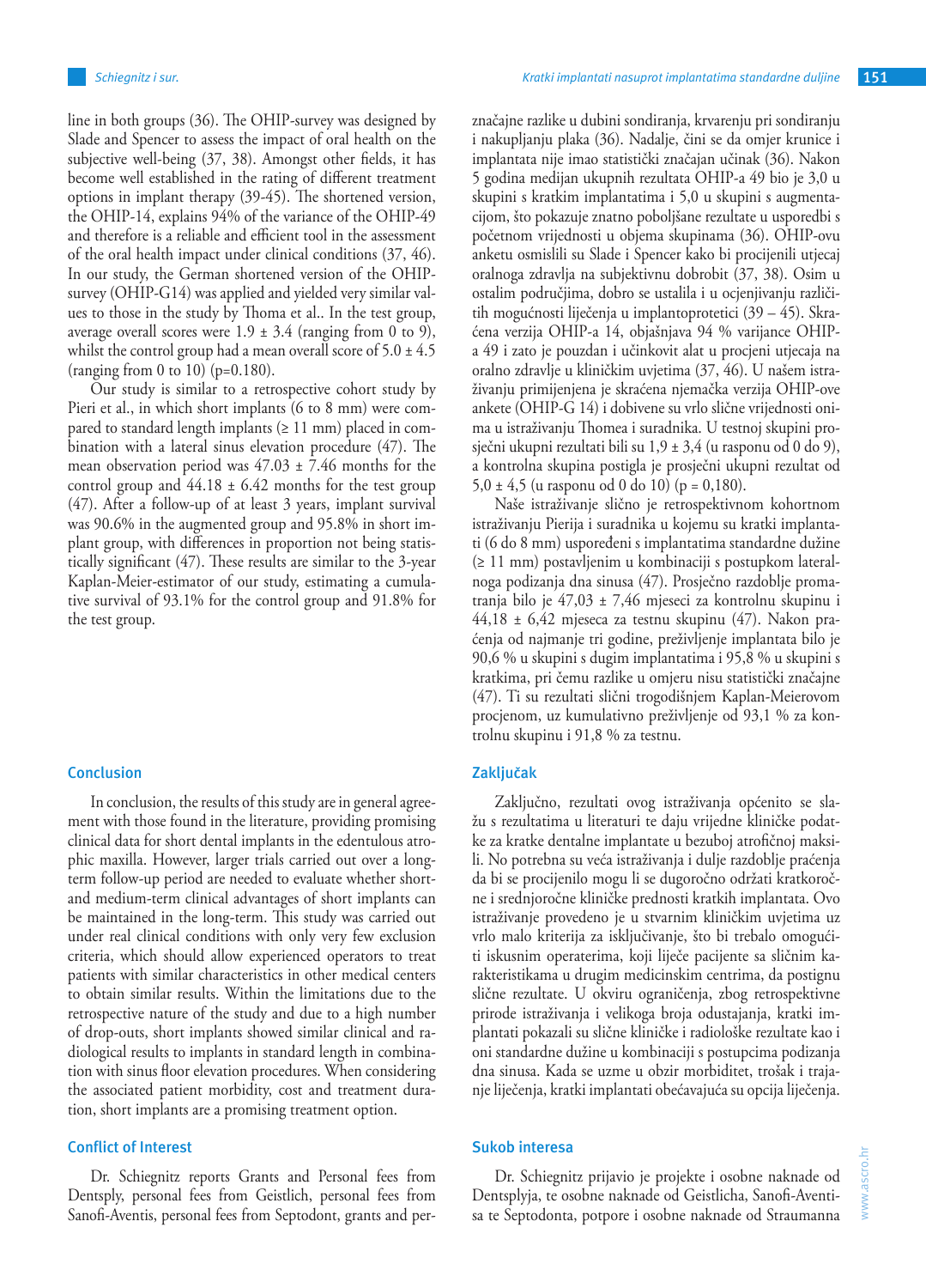line in both groups (36). The OHIP-survey was designed by Slade and Spencer to assess the impact of oral health on the subjective well-being (37, 38). Amongst other fields, it has become well established in the rating of different treatment options in implant therapy (39-45). The shortened version, the OHIP-14, explains 94% of the variance of the OHIP-49 and therefore is a reliable and efficient tool in the assessment of the oral health impact under clinical conditions (37, 46). In our study, the German shortened version of the OHIP-survey (OHIP-G14) was applied and yielded very similar values to those in the study by Thoma et al.. In the test group, average overall scores were 1.9 ± 3.4 (ranging from 0 to 9), whilst the control group had a mean overall score of 5.0 ± 4.5 (ranging from 0 to 10) (p=0.180).

Our study is similar to a retrospective cohort study by Pieri et al., in which short implants (6 to 8 mm) were compared to standard length implants (≥ 11 mm) placed in combination with a lateral sinus elevation procedure (47). The mean observation period was 47.03 ± 7.46 months for the control group and 44.18 ± 6.42 months for the test group (47). After a follow-up of at least 3 years, implant survival was 90.6% in the augmented group and 95.8% in short implant group, with differences in proportion not being statistically significant (47). These results are similar to the 3-year Kaplan-Meier-estimator of our study, estimating a cumulative survival of 93.1% for the control group and 91.8% for the test group.

## Conclusion

In conclusion, the results of this study are in general agreement with those found in the literature, providing promising clinical data for short dental implants in the edentulous atrophic maxilla. However, larger trials carried out over a long-term follow-up period are needed to evaluate whether short- and medium-term clinical advantages of short implants can be maintained in the long-term. This study was carried out under real clinical conditions with only very few exclusion criteria, which should allow experienced operators to treat patients with similar characteristics in other medical centers to obtain similar results. Within the limitations due to the retrospective nature of the study and due to a high number of drop-outs, short implants showed similar clinical and radiological results to implants in standard length in combination with sinus floor elevation procedures. When considering the associated patient morbidity, cost and treatment duration, short implants are a promising treatment option.

## Conflict of Interest

Dr. Schiegnitz reports Grants and Personal fees from Dentsply, personal fees from Geistlich, personal fees from Sanofi-Aventis, personal fees from Septodont, grants and per-

značajne razlike u dubini sondiranja, krvarenju pri sondiranju i nakupljanju plaka (36). Nadalje, čini se da omjer krunice i implantata nije imao statistički značajan učinak (36). Nakon 5 godina medijan ukupnih rezultata OHIP-a 49 bio je 3,0 u skupini s kratkim implantatima i 5,0 u skupini s augmentacijom, što pokazuje znatno poboljšane rezultate u usporedbi s početnom vrijednosti u objema skupinama (36). OHIP-ovu anketu osmislili su Slade i Spencer kako bi procijenili utjecaj oralnoga zdravlja na subjektivnu dobrobit (37, 38). Osim u ostalim područjima, dobro se ustalila i u ocjenjivanju različitih mogućnosti liječenja u implantoprotetici (39 – 45). Skraćena verzija OHIP-a 14, objašnjava 94 % varijance OHIP-a 49 i zato je pouzdan i učinkovit alat u procjeni utjecaja na oralno zdravlje u kliničkim uvjetima (37, 46). U našem istraživanju primijenjena je skraćena njemačka verzija OHIP-ove ankete (OHIP-G 14) i dobivene su vrlo slične vrijednosti onima u istraživanju Thomea i suradnika. U testnoj skupini prosječni ukupni rezultati bili su 1,9 ± 3,4 (u rasponu od 0 do 9), a kontrolna skupina postigla je prosječni ukupni rezultat od 5,0 ± 4,5 (u rasponu od 0 do 10) (p = 0,180).

Naše istraživanje slično je retrospektivnom kohortnom istraživanju Pierija i suradnika u kojemu su kratki implantati (6 do 8 mm) uspoređeni s implantatima standardne dužine (≥ 11 mm) postavljenim u kombinaciji s postupkom lateralnoga podizanja dna sinusa (47). Prosječno razdoblje promatranja bilo je 47,03 ± 7,46 mjeseci za kontrolnu skupinu i 44,18 ± 6,42 mjeseca za testnu skupinu (47). Nakon praćenja od najmanje tri godine, preživljenje implantata bilo je 90,6 % u skupini s dugim implantatima i 95,8 % u skupini s kratkima, pri čemu razlike u omjeru nisu statistički značajne (47). Ti su rezultati slični trogodišnjem Kaplan-Meierovom procjenom, uz kumulativno preživljenje od 93,1 % za kontrolnu skupinu i 91,8 % za testnu.

## Zaključak

Zaključno, rezultati ovog istraživanja općenito se slažu s rezultatima u literaturi te daju vrijedne kliničke podatke za kratke dentalne implantate u bezuboj atrofičnoj maksili. No potrebna su veća istraživanja i dulje razdoblje praćenja da bi se procijenilo mogu li se dugoročno održati kratkoročne i srednjoročne kliničke prednosti kratkih implantata. Ovo istraživanje provedeno je u stvarnim kliničkim uvjetima uz vrlo malo kriterija za isključivanje, što bi trebalo omogućiti iskusnim operaterima, koji liječe pacijente sa sličnim karakteristikama u drugim medicinskim centrima, da postignu slične rezultate. U okviru ograničenja, zbog retrospektivne prirode istraživanja i velikoga broja odustajanja, kratki implantati pokazali su slične kliničke i radiološke rezultate kao i oni standardne dužine u kombinaciji s postupcima podizanja dna sinusa. Kada se uzme u obzir morbiditet, trošak i trajanje liječenja, kratki implantati obećavajuća su opcija liječenja.

## Sukob interesa

Dr. Schiegnitz prijavio je projekte i osobne naknade od Dentsplyja, te osobne naknade od Geistlicha, Sanofi-Aventisa te Septodonta, potpore i osobne naknade od Straumanna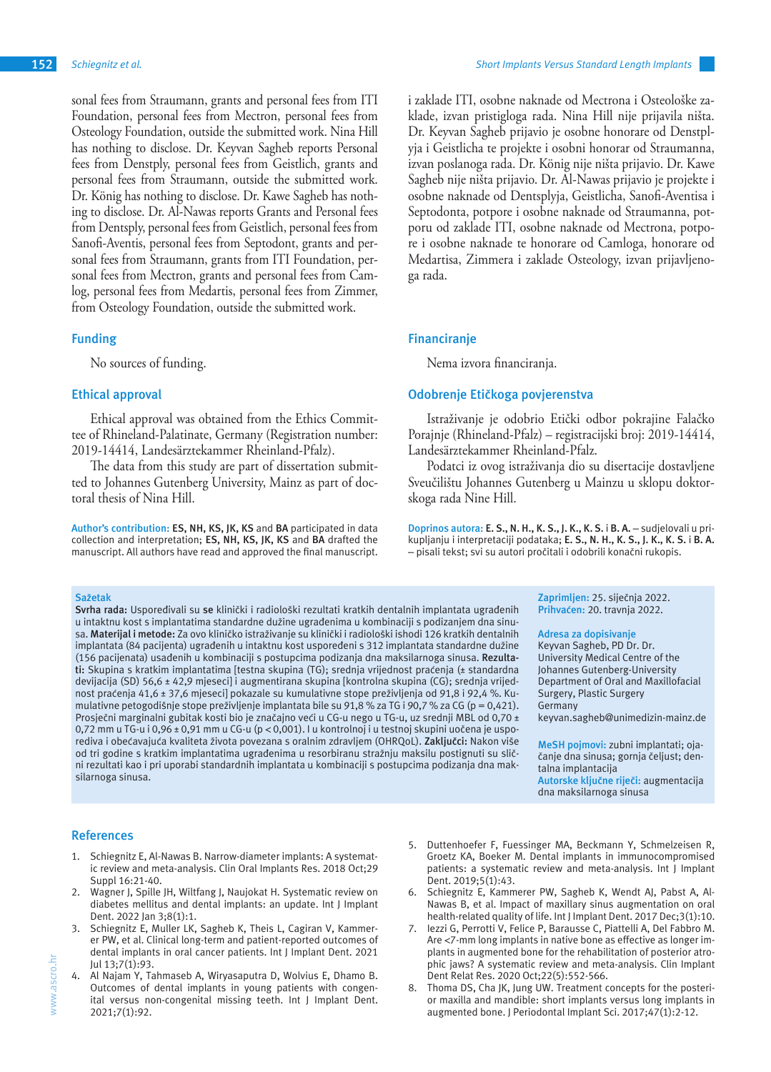sonal fees from Straumann, grants and personal fees from ITI Foundation, personal fees from Mectron, personal fees from Osteology Foundation, outside the submitted work. Nina Hill has nothing to disclose. Dr. Keyvan Sagheb reports Personal fees from Denstply, personal fees from Geistlich, grants and personal fees from Straumann, outside the submitted work. Dr. König has nothing to disclose. Dr. Kawe Sagheb has nothing to disclose. Dr. Al-Nawas reports Grants and Personal fees from Dentsply, personal fees from Geistlich, personal fees from Sanofi-Aventis, personal fees from Septodont, grants and personal fees from Straumann, grants from ITI Foundation, personal fees from Mectron, grants and personal fees from Camlog, personal fees from Medartis, personal fees from Zimmer, from Osteology Foundation, outside the submitted work.

## Funding

No sources of funding.

## Ethical approval

Ethical approval was obtained from the Ethics Committee of Rhineland-Palatinate, Germany (Registration number: 2019-14414, Landesärztekammer Rheinland-Pfalz).

The data from this study are part of dissertation submitted to Johannes Gutenberg University, Mainz as part of doctoral thesis of Nina Hill.

**Author's contribution:** **ES, NH, KS, JK, KS** and **BA** participated in data collection and interpretation; **ES, NH, KS, JK, KS** and **BA** drafted the manuscript. All authors have read and approved the final manuscript.

i zaklade ITI, osobne naknade od Mectrona i Osteološke zaklade, izvan pristigloga rada. Nina Hill nije prijavila ništa. Dr. Keyvan Sagheb prijavio je osobne honorare od Denstplyja i Geistlicha te projekte i osobni honorar od Straumanna, izvan poslanoga rada. Dr. König nije ništa prijavio. Dr. Kawe Sagheb nije ništa prijavio. Dr. Al-Nawas prijavio je projekte i osobne naknade od Dentsplyja, Geistlicha, Sanofi-Aventisa i Septodonta, potpore i osobne naknade od Straumanna, potporu od zaklade ITI, osobne naknade od Mectrona, potpore i osobne naknade te honorare od Camloga, honorare od Medartisa, Zimmera i zaklade Osteology, izvan prijavljenoga rada.

## Financiranje

Nema izvora financiranja.

## Odobrenje Etičkoga povjerenstva

Istraživanje je odobrio Etički odbor pokrajine Falačko Porajnje (Rhineland-Pfalz) – registracijski broj: 2019-14414, Landesärztekammer Rheinland-Pfalz.

Podatci iz ovog istraživanja dio su disertacije dostavljene Sveučilištu Johannes Gutenberg u Mainzu u sklopu doktorskoga rada Nine Hill.

**Doprinos autora:** **E. S., N. H., K. S., J. K., K. S.** i **B. A.** – sudjelovali u prikupljanju i interpretaciji podataka; **E. S., N. H., K. S., J. K., K. S.** i **B. A.** – pisali tekst; svi su autori pročitali i odobrili konačni rukopis.

## Sažetak

**Svrha rada:** Uspoređivali su **se** klinički i radiološki rezultati kratkih dentalnih implantata ugrađenih u intaktnu kost s implantatima standardne dužine ugrađenima u kombinaciji s podizanjem dna sinusa. **Materijal i metode:** Za ovo kliničko istraživanje su klinički i radiološki ishodi 126 kratkih dentalnih implantata (84 pacijenta) ugrađenih u intaktnu kost uspoređeni s 312 implantata standardne dužine (156 pacijenata) usađenih u kombinaciji s postupkom podizanja dna maksilarnoga sinusa. **Rezultati:** Skupina s kratkim implantatima [testna skupina (TG); srednja vrijednost praćenja (± standardna devijacija (SD) 56,6 ± 42,9 mjeseci] i augmentirana skupina [kontrolna skupina (CG); srednja vrijednost praćenja 41,6 ± 37,6 mjeseci] pokazale su kumulativne stope preživljenja od 91,8 i 92,4 %. Kumulativne petogodišnje stope preživljenje implantata bile su 91,8 % za TG i 90,7 % za CG (p = 0,421). Prosječni marginalni gubitak kosti bio je značajno veći u CG-u nego u TG-u, uz srednji MBL od 0,70 ± 0,72 mm u TG-u i 0,96 ± 0,91 mm u CG-u (p < 0,001). I u kontrolnoj i u testnoj skupini uočena je usporediva i obećavajuća kvaliteta života povezana s oralnim zdravljem (OHRQoL). **Zaključci:** Nakon više od tri godine s kratkim implantatima ugrađenima u resorbiranu stražnju maksilu postignuti su slični rezultati kao i pri uporabi standardnih implantata u kombinaciji s postupcima podizanja dna maksilarnoga sinusa.

**Zaprimljen:** 25. siječnja 2022.
**Prihvaćen:** 20. travnja 2022.

**Adresa za dopisivanje**
Keyvan Sagheb, PD Dr. Dr.
University Medical Centre of the Johannes Gutenberg-University
Department of Oral and Maxillofacial Surgery, Plastic Surgery
Germany
keyvan.sagheb@unimedizin-mainz.de

**MeSH pojmovi:** zubni implantati; ojačanje dna sinusa; gornja čeljust; dentalna implantacija
**Autorske ključne riječi:** augmentacija dna maksilarnoga sinusa

## References

1. Schiegnitz E, Al-Nawas B. Narrow-diameter implants: A systematic review and meta-analysis. Clin Oral Implants Res. 2018 Oct;29 Suppl 16:21-40.
2. Wagner J, Spille JH, Wiltfang J, Naujokat H. Systematic review on diabetes mellitus and dental implants: an update. Int J Implant Dent. 2022 Jan 3;8(1):1.
3. Schiegnitz E, Muller LK, Sagheb K, Theis L, Cagiran V, Kammerer PW, et al. Clinical long-term and patient-reported outcomes of dental implants in oral cancer patients. Int J Implant Dent. 2021 Jul 13;7(1):93.
4. Al Najam Y, Tahmaseb A, Wiryasaputra D, Wolvius E, Dhamo B. Outcomes of dental implants in young patients with congenital versus non-congenital missing teeth. Int J Implant Dent. 2021;7(1):92.
5. Duttenhoefer F, Fuessinger MA, Beckmann Y, Schmelzeisen R, Groetz KA, Boeker M. Dental implants in immunocompromised patients: a systematic review and meta-analysis. Int J Implant Dent. 2019;5(1):43.
6. Schiegnitz E, Kammerer PW, Sagheb K, Wendt AJ, Pabst A, Al-Nawas B, et al. Impact of maxillary sinus augmentation on oral health-related quality of life. Int J Implant Dent. 2017 Dec;3(1):10.
7. Iezzi G, Perrotti V, Felice P, Barausse C, Piattelli A, Del Fabbro M. Are <7-mm long implants in native bone as effective as longer implants in augmented bone for the rehabilitation of posterior atrophic jaws? A systematic review and meta-analysis. Clin Implant Dent Relat Res. 2020 Oct;22(5):552-566.
8. Thoma DS, Cha JK, Jung UW. Treatment concepts for the posterior maxilla and mandible: short implants versus long implants in augmented bone. J Periodontal Implant Sci. 2017;47(1):2-12.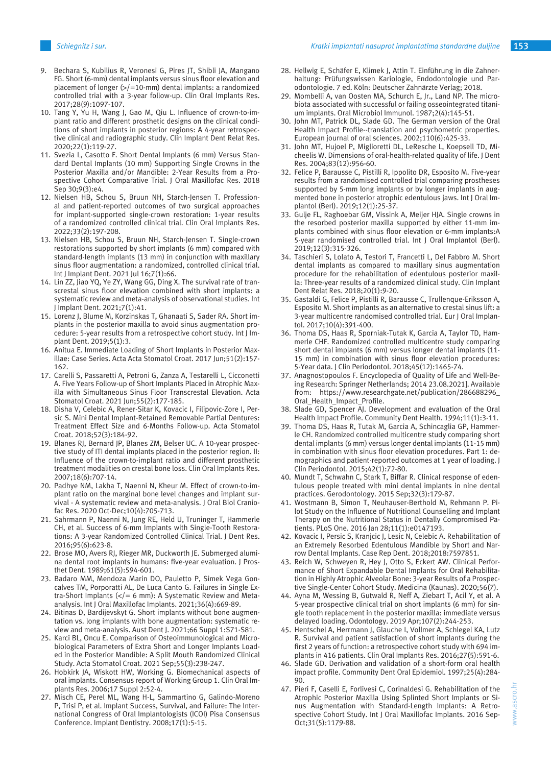9. Bechara S, Kubilius R, Veronesi G, Pires JT, Shibli JA, Mangano FG. Short (6-mm) dental implants versus sinus floor elevation and placement of longer (>/=10-mm) dental implants: a randomized controlled trial with a 3-year follow-up. Clin Oral Implants Res. 2017;28(9):1097-107.
10. Tang Y, Yu H, Wang J, Gao M, Qiu L. Influence of crown-to-implant ratio and different prosthetic designs on the clinical conditions of short implants in posterior regions: A 4-year retrospective clinical and radiographic study. Clin Implant Dent Relat Res. 2020;22(1):119-27.
11. Svezia L, Casotto F. Short Dental Implants (6 mm) Versus Standard Dental Implants (10 mm) Supporting Single Crowns in the Posterior Maxilla and/or Mandible: 2-Year Results from a Prospective Cohort Comparative Trial. J Oral Maxillofac Res. 2018 Sep 30;9(3):e4.
12. Nielsen HB, Schou S, Bruun NH, Starch-Jensen T. Professional and patient-reported outcomes of two surgical approaches for implant-supported single-crown restoration: 1-year results of a randomized controlled clinical trial. Clin Oral Implants Res. 2022;33(2):197-208.
13. Nielsen HB, Schou S, Bruun NH, Starch-Jensen T. Single-crown restorations supported by short implants (6 mm) compared with standard-length implants (13 mm) in conjunction with maxillary sinus floor augmentation: a randomized, controlled clinical trial. Int J Implant Dent. 2021 Jul 16;7(1):66.
14. Lin ZZ, Jiao YQ, Ye ZY, Wang GG, Ding X. The survival rate of transcrestal sinus floor elevation combined with short implants: a systematic review and meta-analysis of observational studies. Int J Implant Dent. 2021;7(1):41.
15. Lorenz J, Blume M, Korzinskas T, Ghanaati S, Sader RA. Short implants in the posterior maxilla to avoid sinus augmentation procedure: 5-year results from a retrospective cohort study. Int J Implant Dent. 2019;5(1):3.
16. Anitua E. Immediate Loading of Short Implants in Posterior Maxillae: Case Series. Acta Acta Stomatol Croat. 2017 Jun;51(2):157-162.
17. Carelli S, Passaretti A, Petroni G, Zanza A, Testarelli L, Cicconetti A. Five Years Follow-up of Short Implants Placed in Atrophic Maxilla with Simultaneous Sinus Floor Transcrestal Elevation. Acta Stomatol Croat. 2021 Jun;55(2):177-185.
18. Disha V, Celebic A, Rener-Sitar K, Kovacic I, Filipovic-Zore I, Persic S. Mini Dental Implant-Retained Removable Partial Dentures: Treatment Effect Size and 6-Months Follow-up. Acta Stomatol Croat. 2018;52(3):184-92.
19. Blanes RJ, Bernard JP, Blanes ZM, Belser UC. A 10-year prospective study of ITI dental implants placed in the posterior region. II: Influence of the crown-to-implant ratio and different prosthetic treatment modalities on crestal bone loss. Clin Oral Implants Res. 2007;18(6):707-14.
20. Padhye NM, Lakha T, Naenni N, Kheur M. Effect of crown-to-implant ratio on the marginal bone level changes and implant survival - A systematic review and meta-analysis. J Oral Biol Craniofac Res. 2020 Oct-Dec;10(4):705-713.
21. Sahrmann P, Naenni N, Jung RE, Held U, Truninger T, Hammerle CH, et al. Success of 6-mm Implants with Single-Tooth Restorations: A 3-year Randomized Controlled Clinical Trial. J Dent Res. 2016;95(6):623-8.
22. Brose MO, Avers RJ, Rieger MR, Duckworth JE. Submerged alumina dental root implants in humans: five-year evaluation. J Prosthet Dent. 1989;61(5):594-601.
23. Badaro MM, Mendoza Marin DO, Pauletto P, Simek Vega Goncalves TM, Porporatti AL, De Luca Canto G. Failures in Single Extra-Short Implants (</= 6 mm): A Systematic Review and Meta-analysis. Int J Oral Maxillofac Implants. 2021;36(4):669-89.
24. Bitinas D, Bardijevskyt G. Short implants without bone augmentation vs. long implants with bone augmentation: systematic review and meta-analysis. Aust Dent J. 2021;66 Suppl 1:S71-S81.
25. Karci BL, Oncu E. Comparison of Osteoimmunological and Microbiological Parameters of Extra Short and Longer Implants Loaded in the Posterior Mandible: A Split Mouth Randomized Clinical Study. Acta Stomatol Croat. 2021 Sep;55(3):238-247.
26. Hobkirk JA, Wiskott HW, Working G. Biomechanical aspects of oral implants. Consensus report of Working Group 1. Clin Oral Implants Res. 2006;17 Suppl 2:52-4.
27. Misch CE, Perel ML, Wang H-L, Sammartino G, Galindo-Moreno P, Trisi P, et al. Implant Success, Survival, and Failure: The International Congress of Oral Implantologists (ICOI) Pisa Consensus Conference. Implant Dentistry. 2008;17(1):5-15.
28. Hellwig E, Schäfer E, Klimek J, Attin T. Einführung in die Zahnerhaltung: Prüfungswissen Kariologie, Endodontologie und Parodontologie. 7 ed. Köln: Deutscher Zahnärzte Verlag; 2018.
29. Mombelli A, van Oosten MA, Schurch E, Jr., Land NP. The microbiota associated with successful or failing osseointegrated titanium implants. Oral Microbiol Immunol. 1987;2(4):145-51.
30. John MT, Patrick DL, Slade GD. The German version of the Oral Health Impact Profile--translation and psychometric properties. European journal of oral sciences. 2002;110(6):425-33.
31. John MT, Hujoel P, Miglioretti DL, LeResche L, Koepsell TD, Micheelis W. Dimensions of oral-health-related quality of life. J Dent Res. 2004;83(12):956-60.
32. Felice P, Barausse C, Pistilli R, Ippolito DR, Esposito M. Five-year results from a randomised controlled trial comparing prostheses supported by 5-mm long implants or by longer implants in augmented bone in posterior atrophic edentulous jaws. Int J Oral Implantol (Berl). 2019;12(1):25-37.
33. Gulje FL, Raghoebar GM, Vissink A, Meijer HJA. Single crowns in the resorbed posterior maxilla supported by either 11-mm implants combined with sinus floor elevation or 6-mm implants:A 5-year randomised controlled trial. Int J Oral Implantol (Berl). 2019;12(3):315-326.
34. Taschieri S, Lolato A, Testori T, Francetti L, Del Fabbro M. Short dental implants as compared to maxillary sinus augmentation procedure for the rehabilitation of edentulous posterior maxilla: Three-year results of a randomized clinical study. Clin Implant Dent Relat Res. 2018;20(1):9-20.
35. Gastaldi G, Felice P, Pistilli R, Barausse C, Trullenque-Eriksson A, Esposito M. Short implants as an alternative to crestal sinus lift: a 3-year multicentre randomised controlled trial. Eur J Oral Implantol. 2017;10(4):391-400.
36. Thoma DS, Haas R, Sporniak-Tutak K, Garcia A, Taylor TD, Hammerle CHF. Randomized controlled multicentre study comparing short dental implants (6 mm) versus longer dental implants (11-15 mm) in combination with sinus floor elevation procedures: 5-Year data. J Clin Periodontol. 2018;45(12):1465-74.
37. Anagnostopoulos F. Encyclopedia of Quality of Life and Well-Being Research: Springer Netherlands; 2014 23.08.2021]. Available from: https://www.researchgate.net/publication/286688296_Oral_Health_Impact_Profile.
38. Slade GD, Spencer AJ. Development and evaluation of the Oral Health Impact Profile. Community Dent Health. 1994;11(1):3-11.
39. Thoma DS, Haas R, Tutak M, Garcia A, Schincaglia GP, Hammerle CH. Randomized controlled multicentre study comparing short dental implants (6 mm) versus longer dental implants (11-15 mm) in combination with sinus floor elevation procedures. Part 1: demographics and patient-reported outcomes at 1 year of loading. J Clin Periodontol. 2015;42(1):72-80.
40. Mundt T, Schwahn C, Stark T, Biffar R. Clinical response of edentulous people treated with mini dental implants in nine dental practices. Gerodontology. 2015 Sep;32(3):179-87.
41. Wostmann B, Simon T, Neuhauser-Berthold M, Rehmann P. Pilot Study on the Influence of Nutritional Counselling and Implant Therapy on the Nutritional Status in Dentally Compromised Patients. PLoS One. 2016 Jan 28;11(1):e0147193.
42. Kovacic I, Persic S, Kranjcic J, Lesic N, Celebic A. Rehabilitation of an Extremely Resorbed Edentulous Mandible by Short and Narrow Dental Implants. Case Rep Dent. 2018;2018:7597851.
43. Reich W, Schweyen R, Hey J, Otto S, Eckert AW. Clinical Performance of Short Expandable Dental Implants for Oral Rehabilitation in Highly Atrophic Alveolar Bone: 3-year Results of a Prospective Single-Center Cohort Study. Medicina (Kaunas). 2020;56(7).
44. Ayna M, Wessing B, Gutwald R, Neff A, Ziebart T, Acil Y, et al. A 5-year prospective clinical trial on short implants (6 mm) for single tooth replacement in the posterior maxilla: immediate versus delayed loading. Odontology. 2019 Apr;107(2):244-253.
45. Hentschel A, Herrmann J, Glauche I, Vollmer A, Schlegel KA, Lutz R. Survival and patient satisfaction of short implants during the first 2 years of function: a retrospective cohort study with 694 implants in 416 patients. Clin Oral Implants Res. 2016;27(5):591-6.
46. Slade GD. Derivation and validation of a short-form oral health impact profile. Community Dent Oral Epidemiol. 1997;25(4):284-90.
47. Pieri F, Caselli E, Forlivesi C, Corinaldesi G. Rehabilitation of the Atrophic Posterior Maxilla Using Splinted Short Implants or Sinus Augmentation with Standard-Length Implants: A Retrospective Cohort Study. Int J Oral Maxillofac Implants. 2016 Sep-Oct;31(5):1179-88.